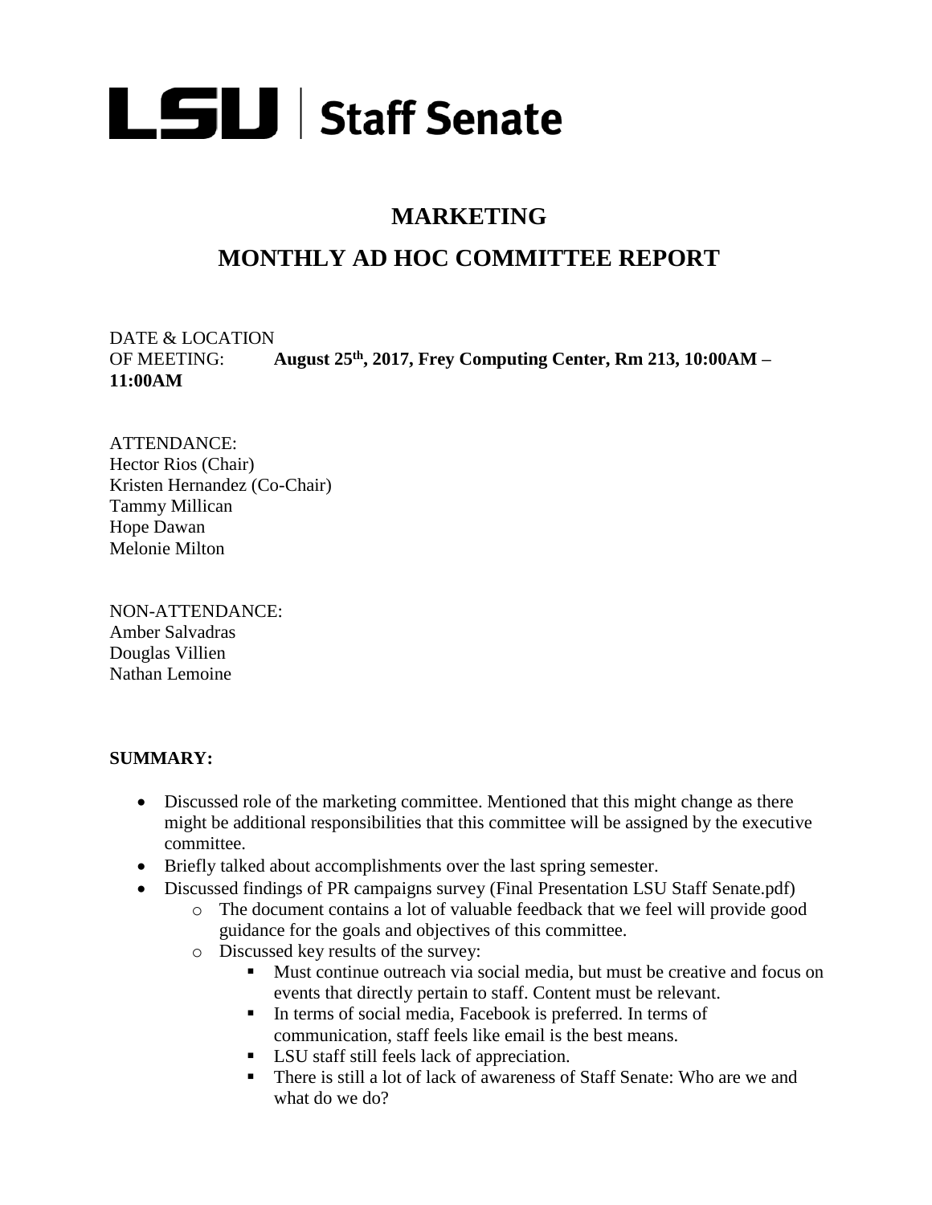**LSU | Staff Senate**

# MARKETING

# MONTHLY AD HOC COMMITTEE REPORT

DATE & LOCATION
OF MEETING: **August 25th, 2017, Frey Computing Center, Rm 213, 10:00AM – 11:00AM**

ATTENDANCE:
Hector Rios (Chair)
Kristen Hernandez (Co-Chair)
Tammy Millican
Hope Dawan
Melonie Milton

NON-ATTENDANCE:
Amber Salvadras
Douglas Villien
Nathan Lemoine

**SUMMARY:**

- Discussed role of the marketing committee. Mentioned that this might change as there might be additional responsibilities that this committee will be assigned by the executive committee.
- Briefly talked about accomplishments over the last spring semester.
- Discussed findings of PR campaigns survey (Final Presentation LSU Staff Senate.pdf)
  - The document contains a lot of valuable feedback that we feel will provide good guidance for the goals and objectives of this committee.
  - Discussed key results of the survey:
    - Must continue outreach via social media, but must be creative and focus on events that directly pertain to staff. Content must be relevant.
    - In terms of social media, Facebook is preferred. In terms of communication, staff feels like email is the best means.
    - LSU staff still feels lack of appreciation.
    - There is still a lot of lack of awareness of Staff Senate: Who are we and what do we do?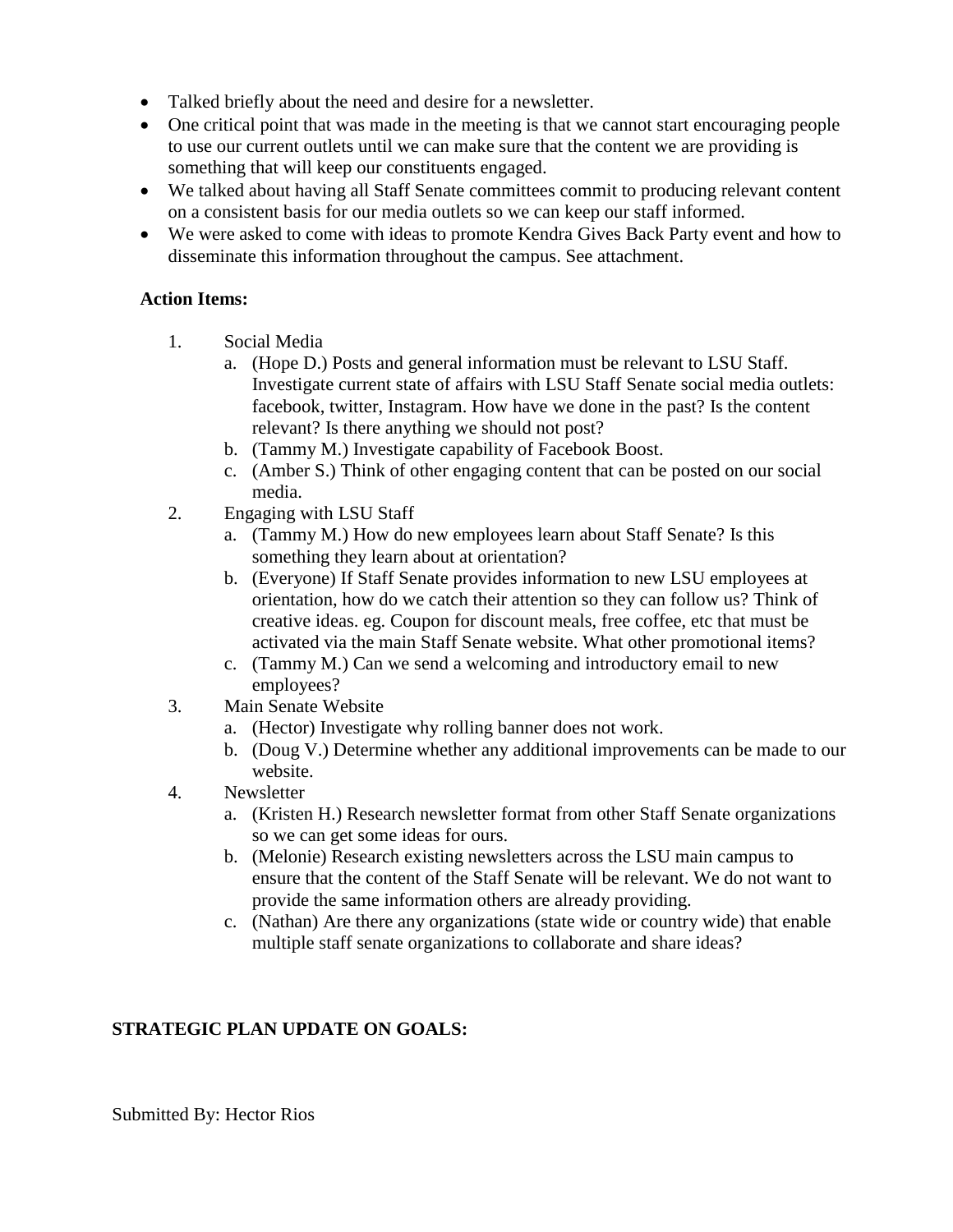- Talked briefly about the need and desire for a newsletter.
- One critical point that was made in the meeting is that we cannot start encouraging people to use our current outlets until we can make sure that the content we are providing is something that will keep our constituents engaged.
- We talked about having all Staff Senate committees commit to producing relevant content on a consistent basis for our media outlets so we can keep our staff informed.
- We were asked to come with ideas to promote Kendra Gives Back Party event and how to disseminate this information throughout the campus. See attachment.

**Action Items:**

1. Social Media
   a. (Hope D.) Posts and general information must be relevant to LSU Staff. Investigate current state of affairs with LSU Staff Senate social media outlets: facebook, twitter, Instagram. How have we done in the past? Is the content relevant? Is there anything we should not post?
   b. (Tammy M.) Investigate capability of Facebook Boost.
   c. (Amber S.) Think of other engaging content that can be posted on our social media.
2. Engaging with LSU Staff
   a. (Tammy M.) How do new employees learn about Staff Senate? Is this something they learn about at orientation?
   b. (Everyone) If Staff Senate provides information to new LSU employees at orientation, how do we catch their attention so they can follow us? Think of creative ideas. eg. Coupon for discount meals, free coffee, etc that must be activated via the main Staff Senate website. What other promotional items?
   c. (Tammy M.) Can we send a welcoming and introductory email to new employees?
3. Main Senate Website
   a. (Hector) Investigate why rolling banner does not work.
   b. (Doug V.) Determine whether any additional improvements can be made to our website.
4. Newsletter
   a. (Kristen H.) Research newsletter format from other Staff Senate organizations so we can get some ideas for ours.
   b. (Melonie) Research existing newsletters across the LSU main campus to ensure that the content of the Staff Senate will be relevant. We do not want to provide the same information others are already providing.
   c. (Nathan) Are there any organizations (state wide or country wide) that enable multiple staff senate organizations to collaborate and share ideas?

**STRATEGIC PLAN UPDATE ON GOALS:**

Submitted By: Hector Rios